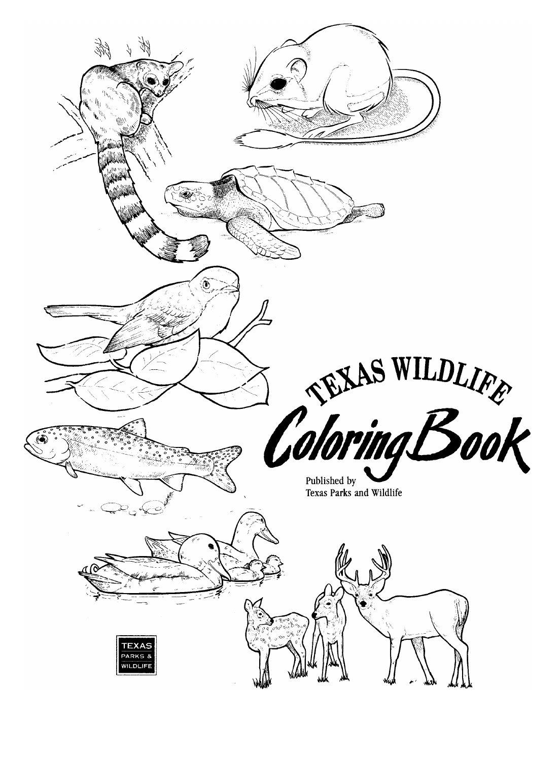# TEXAS WILDLIFE Coloring Book

Published by
Texas Parks and Wildlife

TEXAS PARKS & WILDLIFE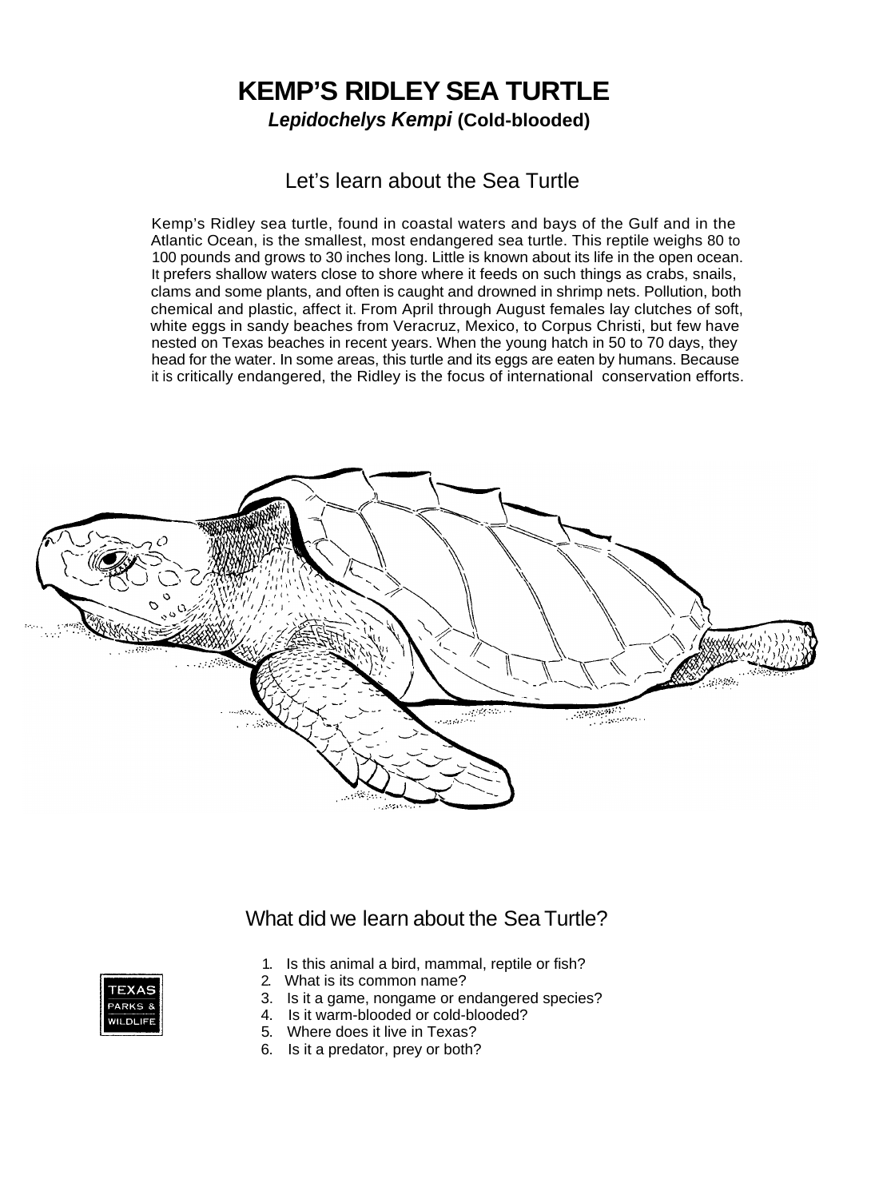# KEMP'S RIDLEY SEA TURTLE

***Lepidochelys Kempi*** **(Cold-blooded)**

## Let's learn about the Sea Turtle

Kemp's Ridley sea turtle, found in coastal waters and bays of the Gulf and in the Atlantic Ocean, is the smallest, most endangered sea turtle. This reptile weighs 80 to 100 pounds and grows to 30 inches long. Little is known about its life in the open ocean. It prefers shallow waters close to shore where it feeds on such things as crabs, snails, clams and some plants, and often is caught and drowned in shrimp nets. Pollution, both chemical and plastic, affect it. From April through August females lay clutches of soft, white eggs in sandy beaches from Veracruz, Mexico, to Corpus Christi, but few have nested on Texas beaches in recent years. When the young hatch in 50 to 70 days, they head for the water. In some areas, this turtle and its eggs are eaten by humans. Because it is critically endangered, the Ridley is the focus of international conservation efforts.

## What did we learn about the Sea Turtle?

1. Is this animal a bird, mammal, reptile or fish?
2. What is its common name?
3. Is it a game, nongame or endangered species?
4. Is it warm-blooded or cold-blooded?
5. Where does it live in Texas?
6. Is it a predator, prey or both?

TEXAS PARKS & WILDLIFE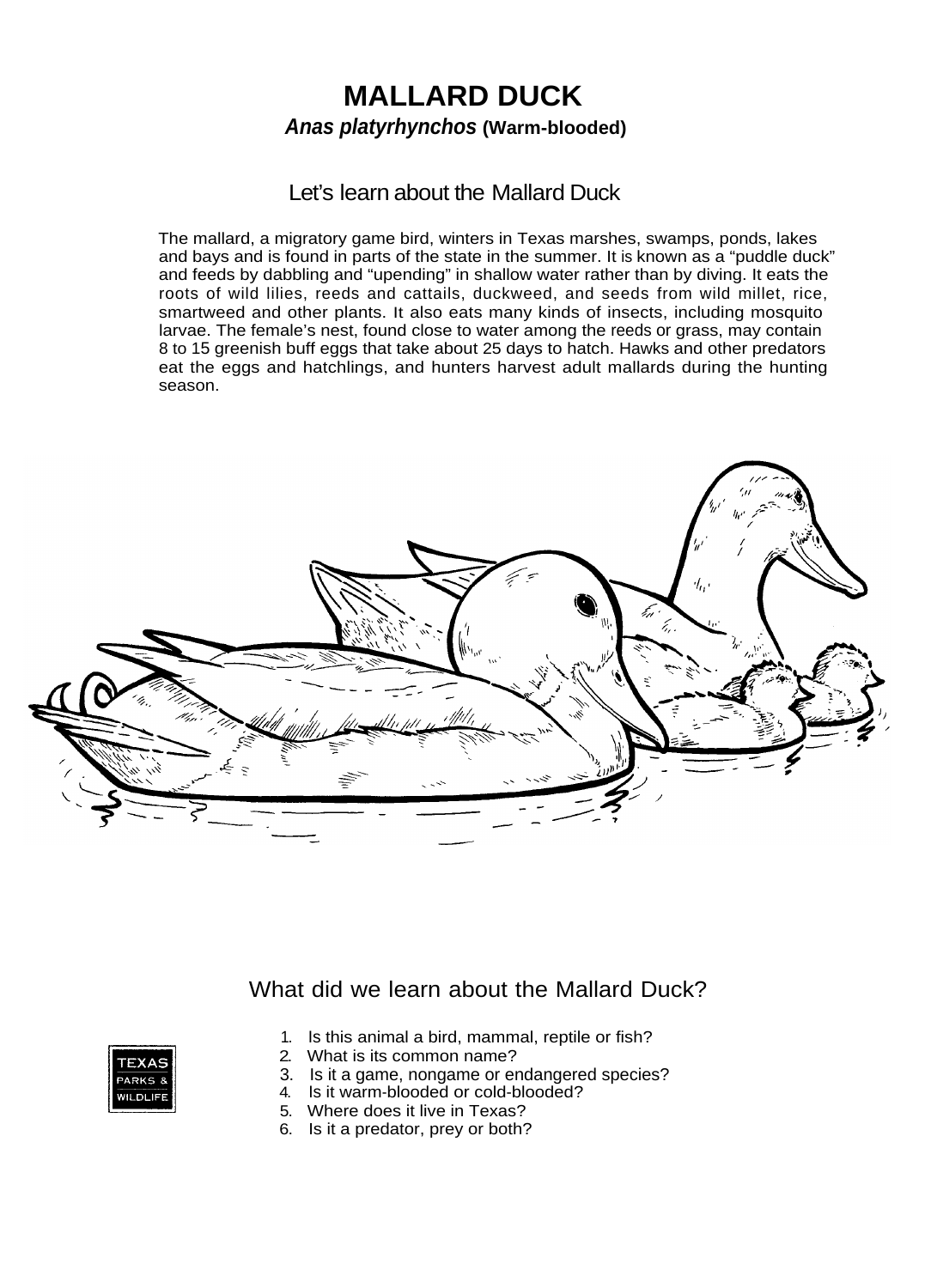# MALLARD DUCK

***Anas platyrhynchos*** **(Warm-blooded)**

## Let's learn about the Mallard Duck

The mallard, a migratory game bird, winters in Texas marshes, swamps, ponds, lakes and bays and is found in parts of the state in the summer. It is known as a "puddle duck" and feeds by dabbling and "upending" in shallow water rather than by diving. It eats the roots of wild lilies, reeds and cattails, duckweed, and seeds from wild millet, rice, smartweed and other plants. It also eats many kinds of insects, including mosquito larvae. The female's nest, found close to water among the reeds or grass, may contain 8 to 15 greenish buff eggs that take about 25 days to hatch. Hawks and other predators eat the eggs and hatchlings, and hunters harvest adult mallards during the hunting season.

## What did we learn about the Mallard Duck?

1. Is this animal a bird, mammal, reptile or fish?
2. What is its common name?
3. Is it a game, nongame or endangered species?
4. Is it warm-blooded or cold-blooded?
5. Where does it live in Texas?
6. Is it a predator, prey or both?

TEXAS PARKS & WILDLIFE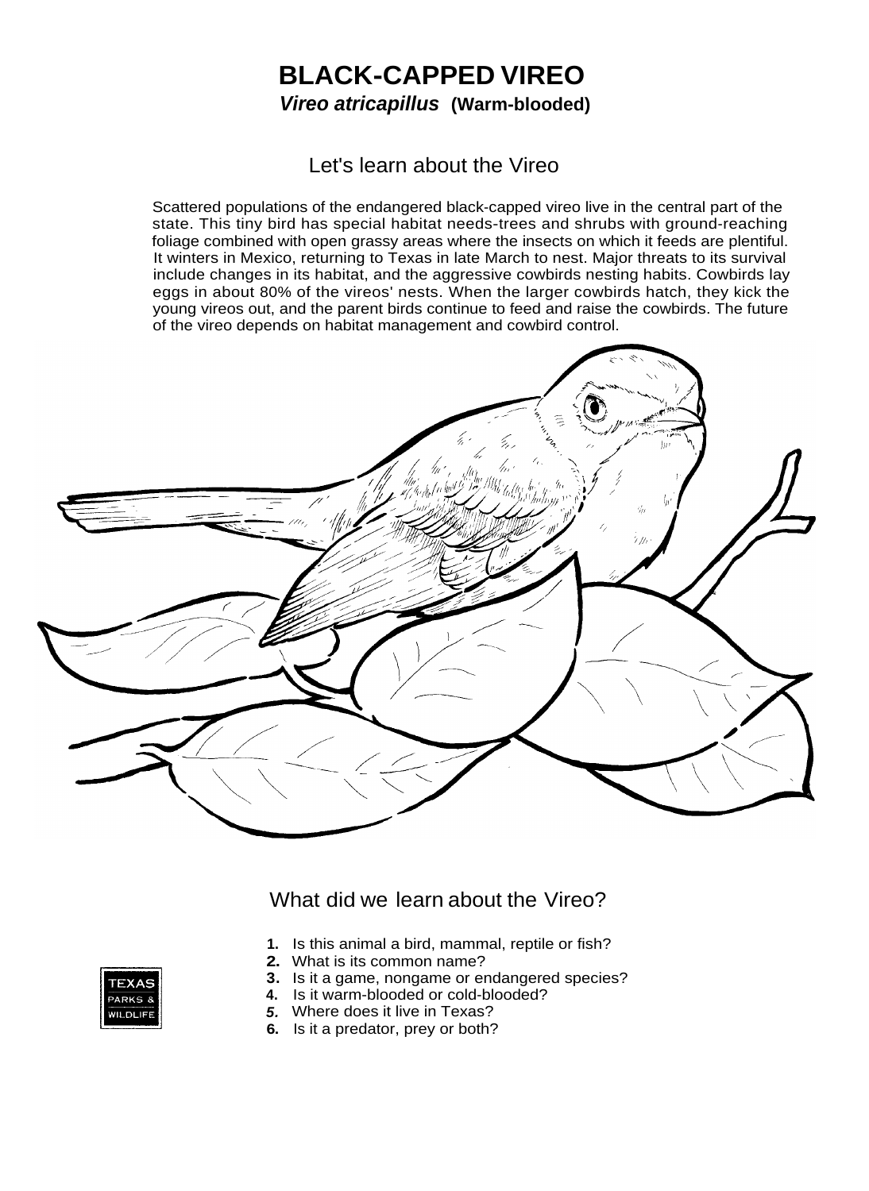# BLACK-CAPPED VIREO

***Vireo atricapillus*** **(Warm-blooded)**

## Let's learn about the Vireo

Scattered populations of the endangered black-capped vireo live in the central part of the state. This tiny bird has special habitat needs-trees and shrubs with ground-reaching foliage combined with open grassy areas where the insects on which it feeds are plentiful. It winters in Mexico, returning to Texas in late March to nest. Major threats to its survival include changes in its habitat, and the aggressive cowbirds nesting habits. Cowbirds lay eggs in about 80% of the vireos' nests. When the larger cowbirds hatch, they kick the young vireos out, and the parent birds continue to feed and raise the cowbirds. The future of the vireo depends on habitat management and cowbird control.

## What did we learn about the Vireo?

1. Is this animal a bird, mammal, reptile or fish?
2. What is its common name?
3. Is it a game, nongame or endangered species?
4. Is it warm-blooded or cold-blooded?
5. Where does it live in Texas?
6. Is it a predator, prey or both?

TEXAS PARKS & WILDLIFE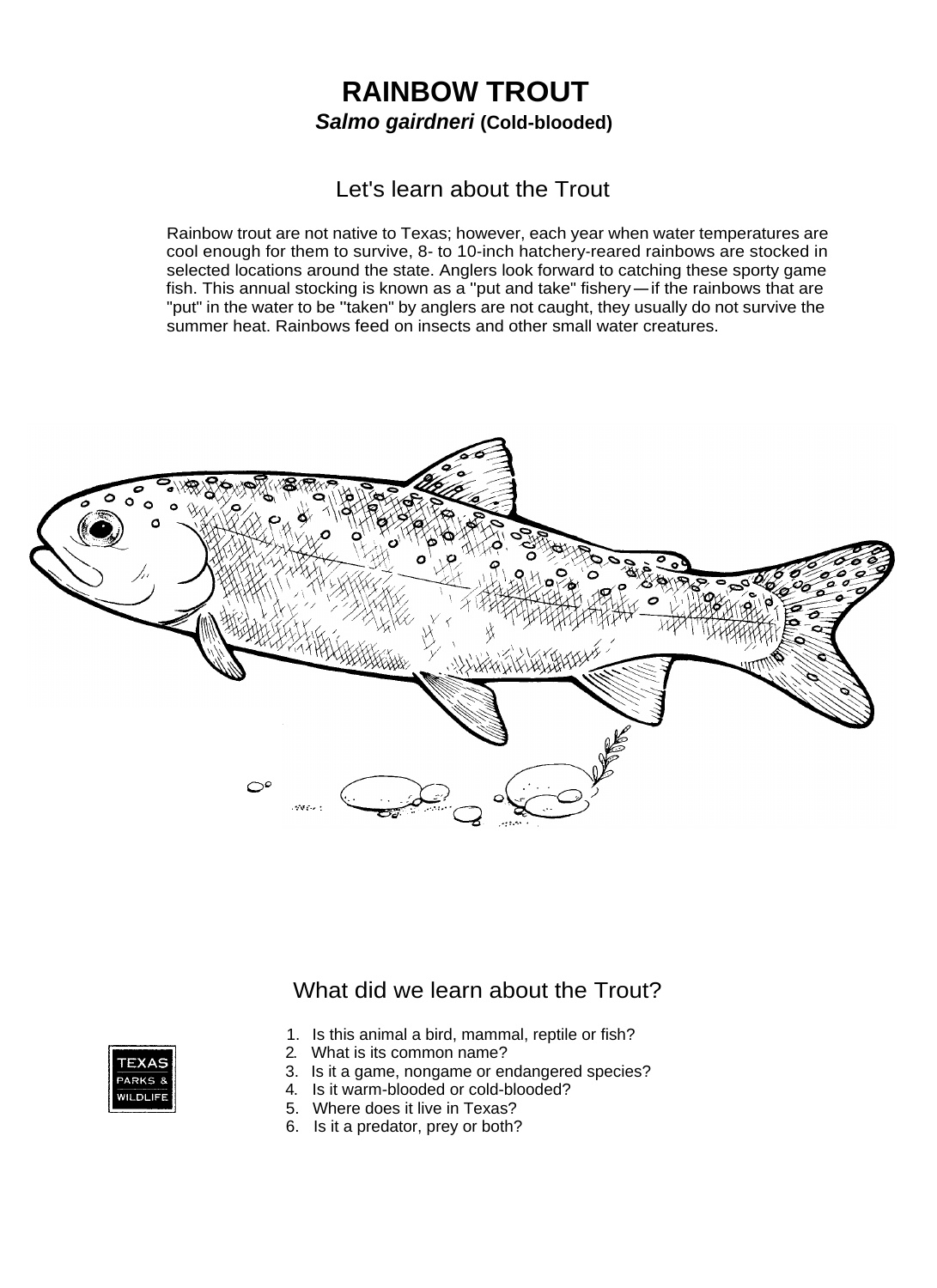# RAINBOW TROUT

***Salmo gairdneri* (Cold-blooded)**

## Let's learn about the Trout

Rainbow trout are not native to Texas; however, each year when water temperatures are cool enough for them to survive, 8- to 10-inch hatchery-reared rainbows are stocked in selected locations around the state. Anglers look forward to catching these sporty game fish. This annual stocking is known as a "put and take" fishery — if the rainbows that are "put" in the water to be "taken" by anglers are not caught, they usually do not survive the summer heat. Rainbows feed on insects and other small water creatures.

## What did we learn about the Trout?

1. Is this animal a bird, mammal, reptile or fish?
2. What is its common name?
3. Is it a game, nongame or endangered species?
4. Is it warm-blooded or cold-blooded?
5. Where does it live in Texas?
6. Is it a predator, prey or both?

TEXAS PARKS & WILDLIFE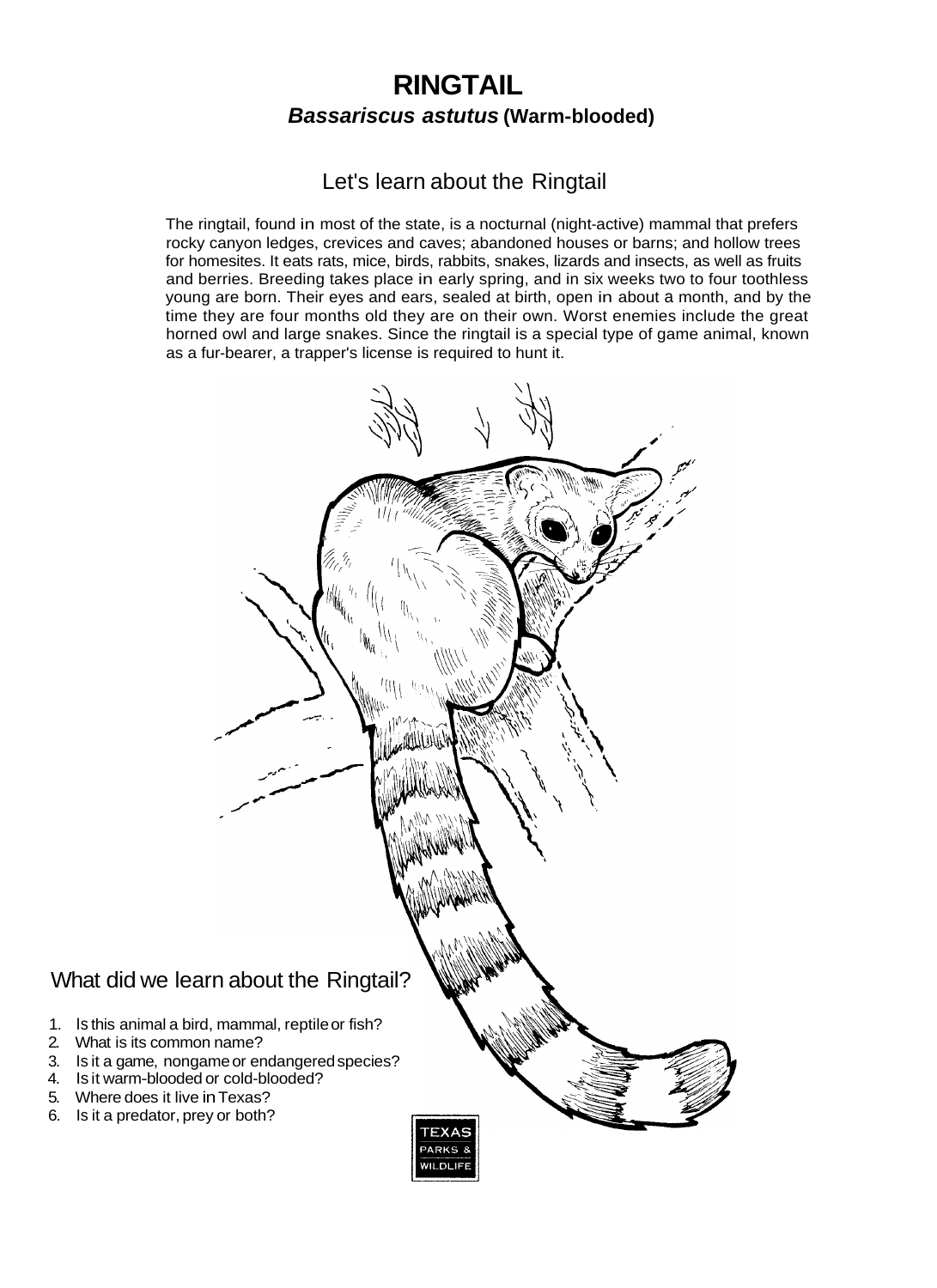# RINGTAIL

### *Bassariscus astutus* (Warm-blooded)

## Let's learn about the Ringtail

The ringtail, found in most of the state, is a nocturnal (night-active) mammal that prefers rocky canyon ledges, crevices and caves; abandoned houses or barns; and hollow trees for homesites. It eats rats, mice, birds, rabbits, snakes, lizards and insects, as well as fruits and berries. Breeding takes place in early spring, and in six weeks two to four toothless young are born. Their eyes and ears, sealed at birth, open in about a month, and by the time they are four months old they are on their own. Worst enemies include the great horned owl and large snakes. Since the ringtail is a special type of game animal, known as a fur-bearer, a trapper's license is required to hunt it.

## What did we learn about the Ringtail?

1. Is this animal a bird, mammal, reptile or fish?
2. What is its common name?
3. Is it a game, nongame or endangered species?
4. Is it warm-blooded or cold-blooded?
5. Where does it live in Texas?
6. Is it a predator, prey or both?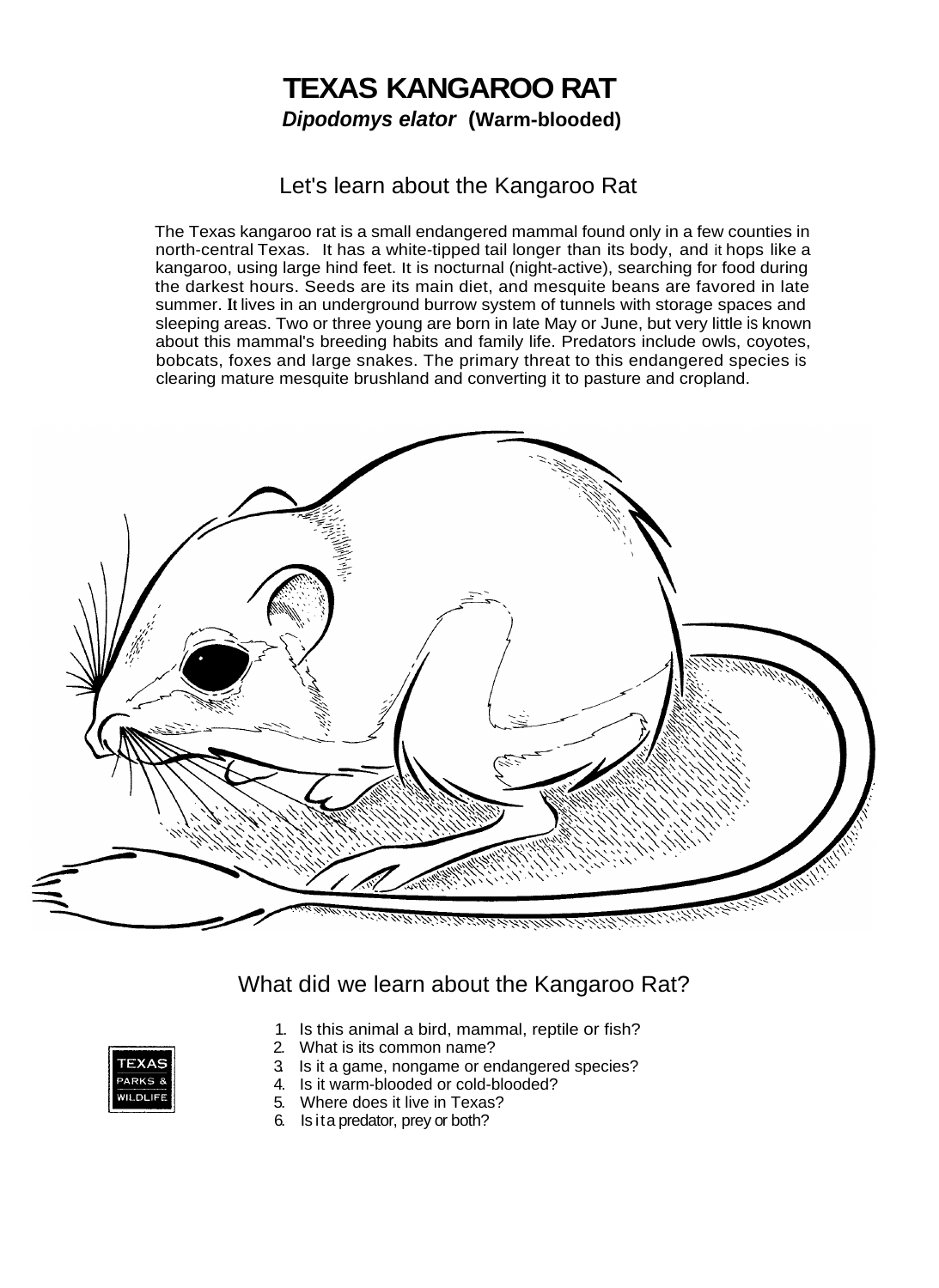# TEXAS KANGAROO RAT

***Dipodomys elator*** **(Warm-blooded)**

## Let's learn about the Kangaroo Rat

The Texas kangaroo rat is a small endangered mammal found only in a few counties in north-central Texas. It has a white-tipped tail longer than its body, and it hops like a kangaroo, using large hind feet. It is nocturnal (night-active), searching for food during the darkest hours. Seeds are its main diet, and mesquite beans are favored in late summer. It lives in an underground burrow system of tunnels with storage spaces and sleeping areas. Two or three young are born in late May or June, but very little is known about this mammal's breeding habits and family life. Predators include owls, coyotes, bobcats, foxes and large snakes. The primary threat to this endangered species is clearing mature mesquite brushland and converting it to pasture and cropland.

## What did we learn about the Kangaroo Rat?

1. Is this animal a bird, mammal, reptile or fish?
2. What is its common name?
3. Is it a game, nongame or endangered species?
4. Is it warm-blooded or cold-blooded?
5. Where does it live in Texas?
6. Is it a predator, prey or both?

TEXAS PARKS & WILDLIFE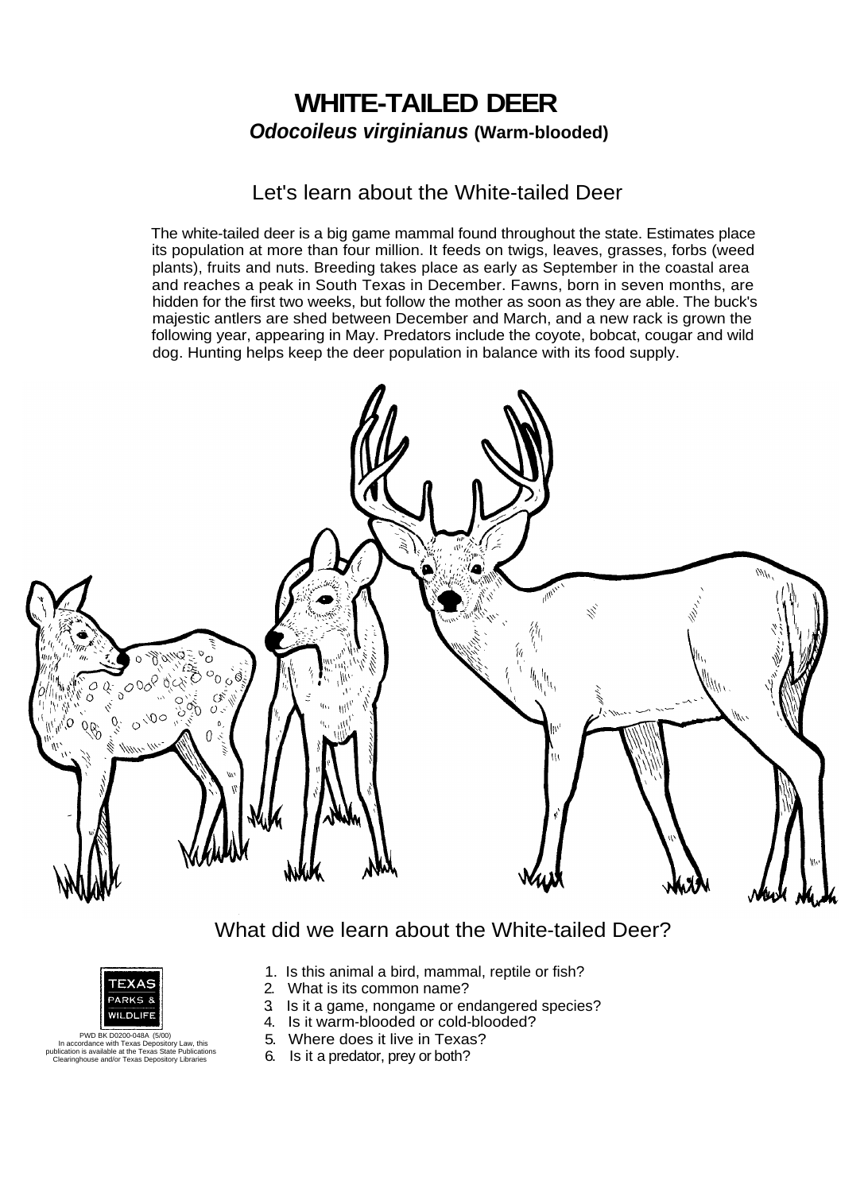# WHITE-TAILED DEER

***Odocoileus virginianus*** **(Warm-blooded)**

## Let's learn about the White-tailed Deer

The white-tailed deer is a big game mammal found throughout the state. Estimates place its population at more than four million. It feeds on twigs, leaves, grasses, forbs (weed plants), fruits and nuts. Breeding takes place as early as September in the coastal area and reaches a peak in South Texas in December. Fawns, born in seven months, are hidden for the first two weeks, but follow the mother as soon as they are able. The buck's majestic antlers are shed between December and March, and a new rack is grown the following year, appearing in May. Predators include the coyote, bobcat, cougar and wild dog. Hunting helps keep the deer population in balance with its food supply.

## What did we learn about the White-tailed Deer?

1. Is this animal a bird, mammal, reptile or fish?
2. What is its common name?
3. Is it a game, nongame or endangered species?
4. Is it warm-blooded or cold-blooded?
5. Where does it live in Texas?
6. Is it a predator, prey or both?

TEXAS PARKS & WILDLIFE

PWD BK D0200-048A (5/00)
In accordance with Texas Depository Law, this publication is available at the Texas State Publications Clearinghouse and/or Texas Depository Libraries